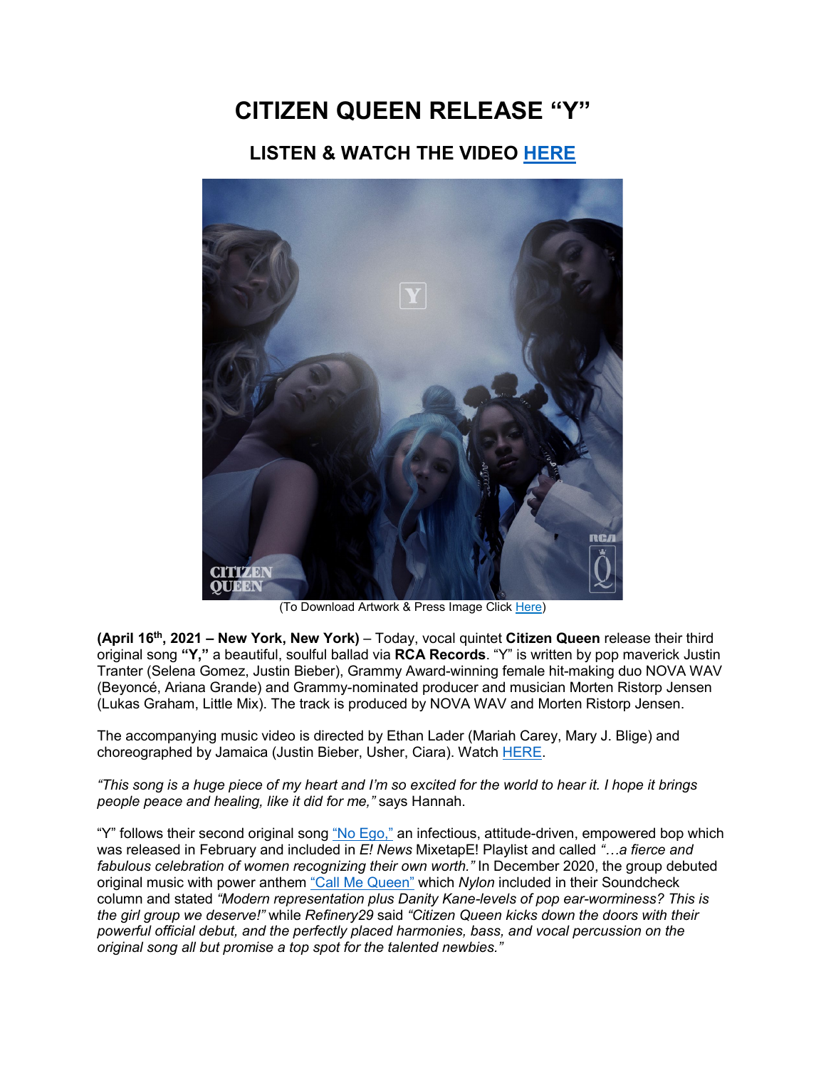# CITIZEN QUEEN RELEASE "Y"

## LISTEN & WATCH THE VIDEO HERE

(To Download Artwork & Press Image Click Here)

**(April 16th, 2021 – New York, New York)** – Today, vocal quintet **Citizen Queen** release their third original song **"Y,"** a beautiful, soulful ballad via **RCA Records**. "Y" is written by pop maverick Justin Tranter (Selena Gomez, Justin Bieber), Grammy Award-winning female hit-making duo NOVA WAV (Beyoncé, Ariana Grande) and Grammy-nominated producer and musician Morten Ristorp Jensen (Lukas Graham, Little Mix). The track is produced by NOVA WAV and Morten Ristorp Jensen.

The accompanying music video is directed by Ethan Lader (Mariah Carey, Mary J. Blige) and choreographed by Jamaica (Justin Bieber, Usher, Ciara). Watch HERE.

*"This song is a huge piece of my heart and I'm so excited for the world to hear it. I hope it brings people peace and healing, like it did for me,"* says Hannah.

"Y" follows their second original song "No Ego," an infectious, attitude-driven, empowered bop which was released in February and included in *E! News* MixetapE! Playlist and called *"…a fierce and fabulous celebration of women recognizing their own worth."* In December 2020, the group debuted original music with power anthem "Call Me Queen" which *Nylon* included in their Soundcheck column and stated *"Modern representation plus Danity Kane-levels of pop ear-worminess? This is the girl group we deserve!"* while *Refinery29* said *"Citizen Queen kicks down the doors with their powerful official debut, and the perfectly placed harmonies, bass, and vocal percussion on the original song all but promise a top spot for the talented newbies."*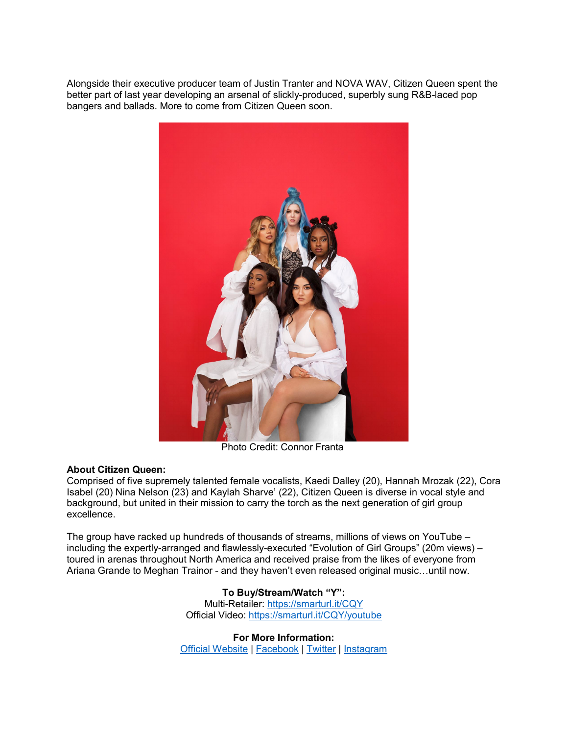Alongside their executive producer team of Justin Tranter and NOVA WAV, Citizen Queen spent the better part of last year developing an arsenal of slickly-produced, superbly sung R&B-laced pop bangers and ballads. More to come from Citizen Queen soon.

Photo Credit: Connor Franta

**About Citizen Queen:**
Comprised of five supremely talented female vocalists, Kaedi Dalley (20), Hannah Mrozak (22), Cora Isabel (20) Nina Nelson (23) and Kaylah Sharve' (22), Citizen Queen is diverse in vocal style and background, but united in their mission to carry the torch as the next generation of girl group excellence.

The group have racked up hundreds of thousands of streams, millions of views on YouTube – including the expertly-arranged and flawlessly-executed "Evolution of Girl Groups" (20m views) – toured in arenas throughout North America and received praise from the likes of everyone from Ariana Grande to Meghan Trainor - and they haven't even released original music…until now.

**To Buy/Stream/Watch "Y":**
Multi-Retailer: https://smarturl.it/CQY
Official Video: https://smarturl.it/CQY/youtube

**For More Information:**
Official Website | Facebook | Twitter | Instagram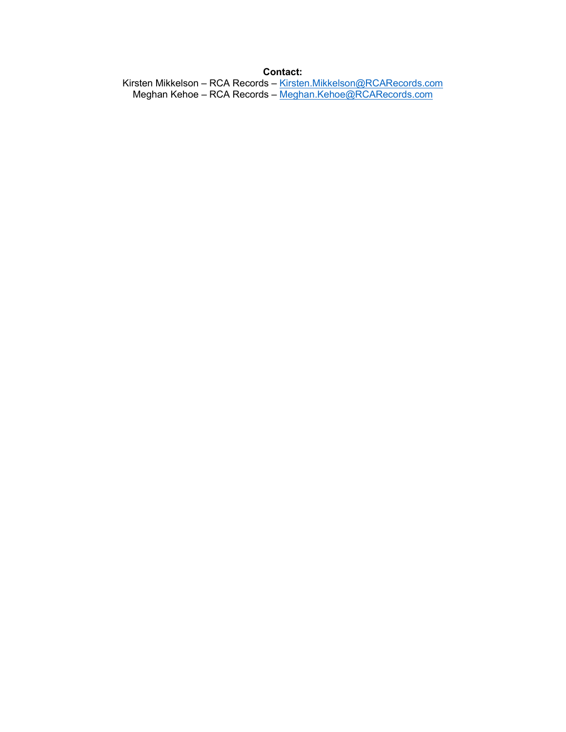**Contact:**

Kirsten Mikkelson – RCA Records – Kirsten.Mikkelson@RCARecords.com

Meghan Kehoe – RCA Records – Meghan.Kehoe@RCARecords.com